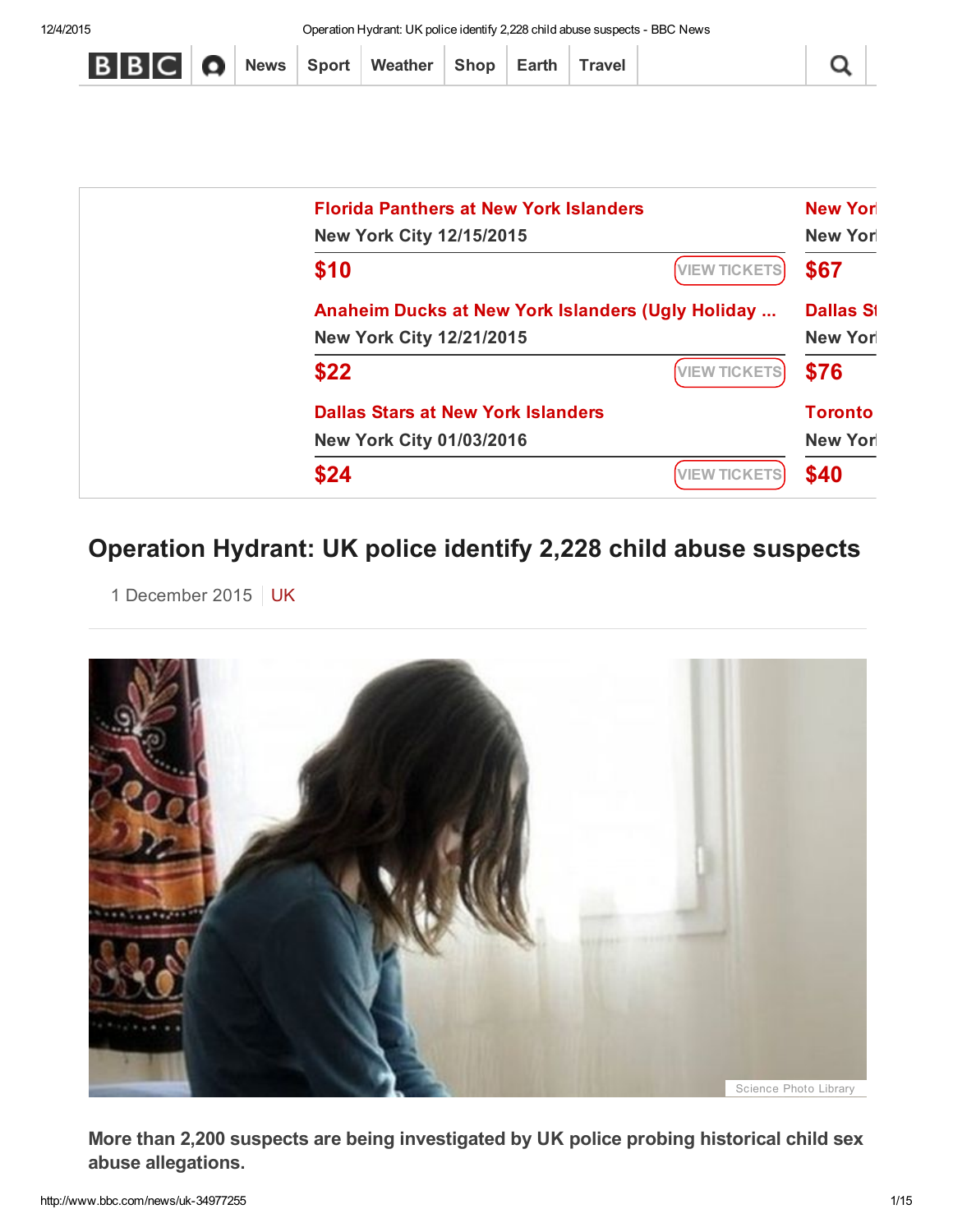News | Sport | Weather | Shop | Earth | Travel

**Florida Panthers at New York Islanders**
New York City 12/15/2015
$10 VIEW TICKETS

**Anaheim Ducks at New York Islanders (Ugly Holiday ...**
New York City 12/21/2015
$22 VIEW TICKETS

**Dallas Stars at New York Islanders**
New York City 01/03/2016
$24 VIEW TICKETS

**New Yor**
New Yor
$67

**Dallas St**
New Yor
$76

**Toronto**
New Yor
$40

# Operation Hydrant: UK police identify 2,228 child abuse suspects

1 December 2015 | UK

Science Photo Library

**More than 2,200 suspects are being investigated by UK police probing historical child sex abuse allegations.**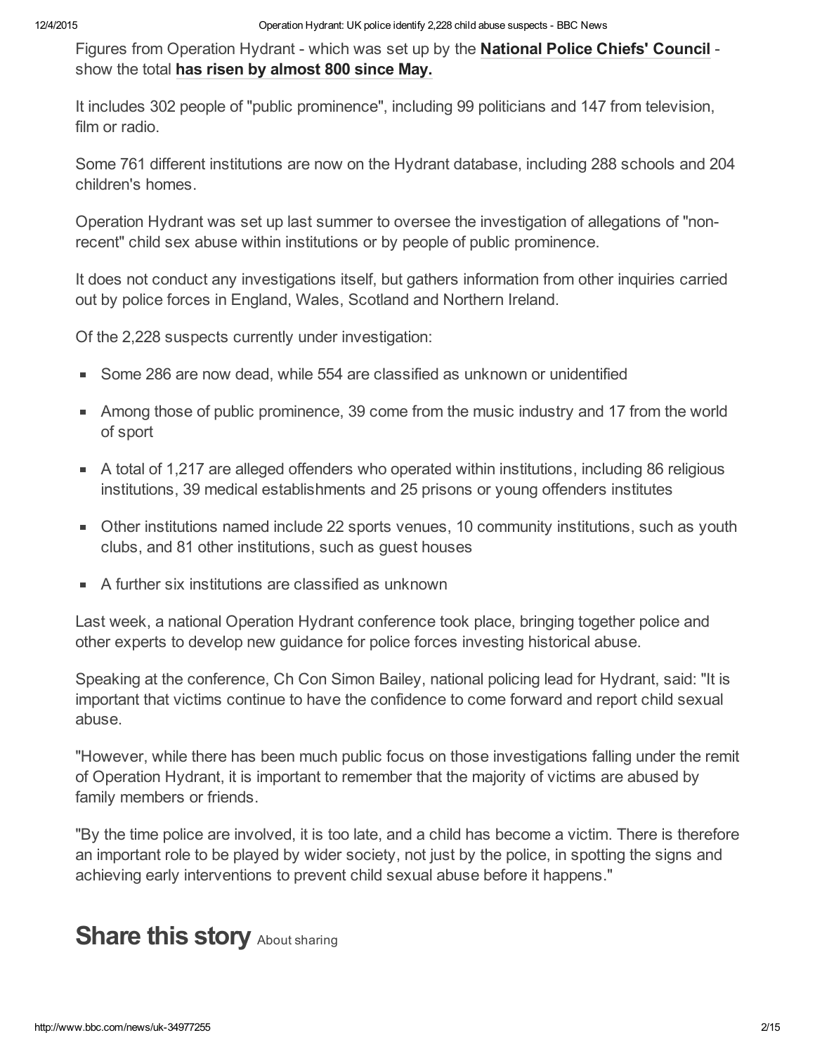Figures from Operation Hydrant - which was set up by the **National Police Chiefs' Council** - show the total **has risen by almost 800 since May.**

It includes 302 people of "public prominence", including 99 politicians and 147 from television, film or radio.

Some 761 different institutions are now on the Hydrant database, including 288 schools and 204 children's homes.

Operation Hydrant was set up last summer to oversee the investigation of allegations of "non-recent" child sex abuse within institutions or by people of public prominence.

It does not conduct any investigations itself, but gathers information from other inquiries carried out by police forces in England, Wales, Scotland and Northern Ireland.

Of the 2,228 suspects currently under investigation:

- Some 286 are now dead, while 554 are classified as unknown or unidentified
- Among those of public prominence, 39 come from the music industry and 17 from the world of sport
- A total of 1,217 are alleged offenders who operated within institutions, including 86 religious institutions, 39 medical establishments and 25 prisons or young offenders institutes
- Other institutions named include 22 sports venues, 10 community institutions, such as youth clubs, and 81 other institutions, such as guest houses
- A further six institutions are classified as unknown

Last week, a national Operation Hydrant conference took place, bringing together police and other experts to develop new guidance for police forces investing historical abuse.

Speaking at the conference, Ch Con Simon Bailey, national policing lead for Hydrant, said: "It is important that victims continue to have the confidence to come forward and report child sexual abuse.

"However, while there has been much public focus on those investigations falling under the remit of Operation Hydrant, it is important to remember that the majority of victims are abused by family members or friends.

"By the time police are involved, it is too late, and a child has become a victim. There is therefore an important role to be played by wider society, not just by the police, in spotting the signs and achieving early interventions to prevent child sexual abuse before it happens."

## Share this story About sharing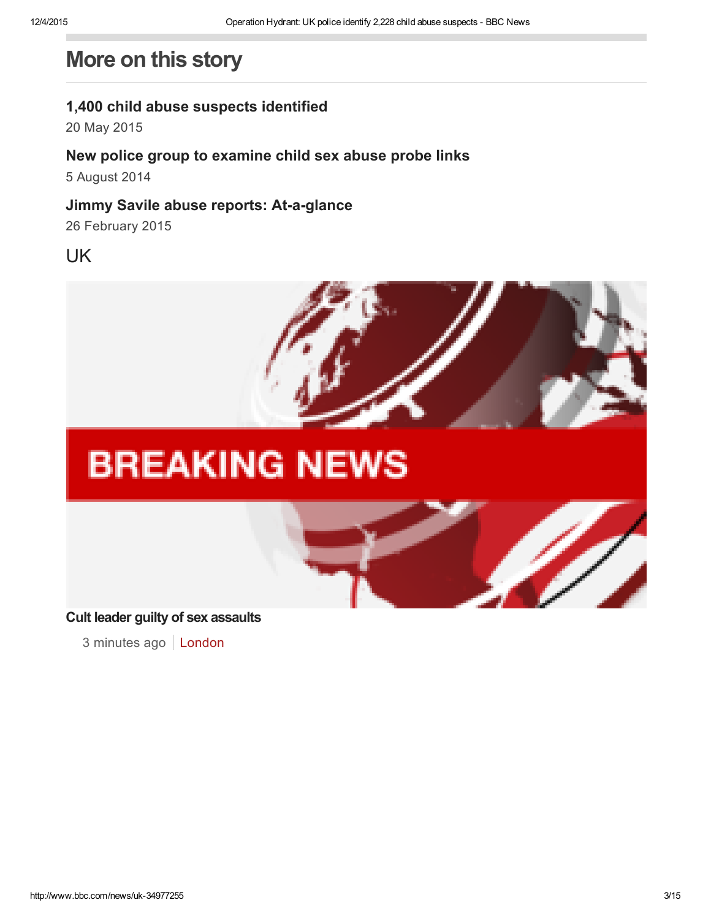## More on this story

**1,400 child abuse suspects identified**

20 May 2015

**New police group to examine child sex abuse probe links**

5 August 2014

**Jimmy Savile abuse reports: At-a-glance**

26 February 2015

UK

BREAKING NEWS

**Cult leader guilty of sex assaults**

3 minutes ago | London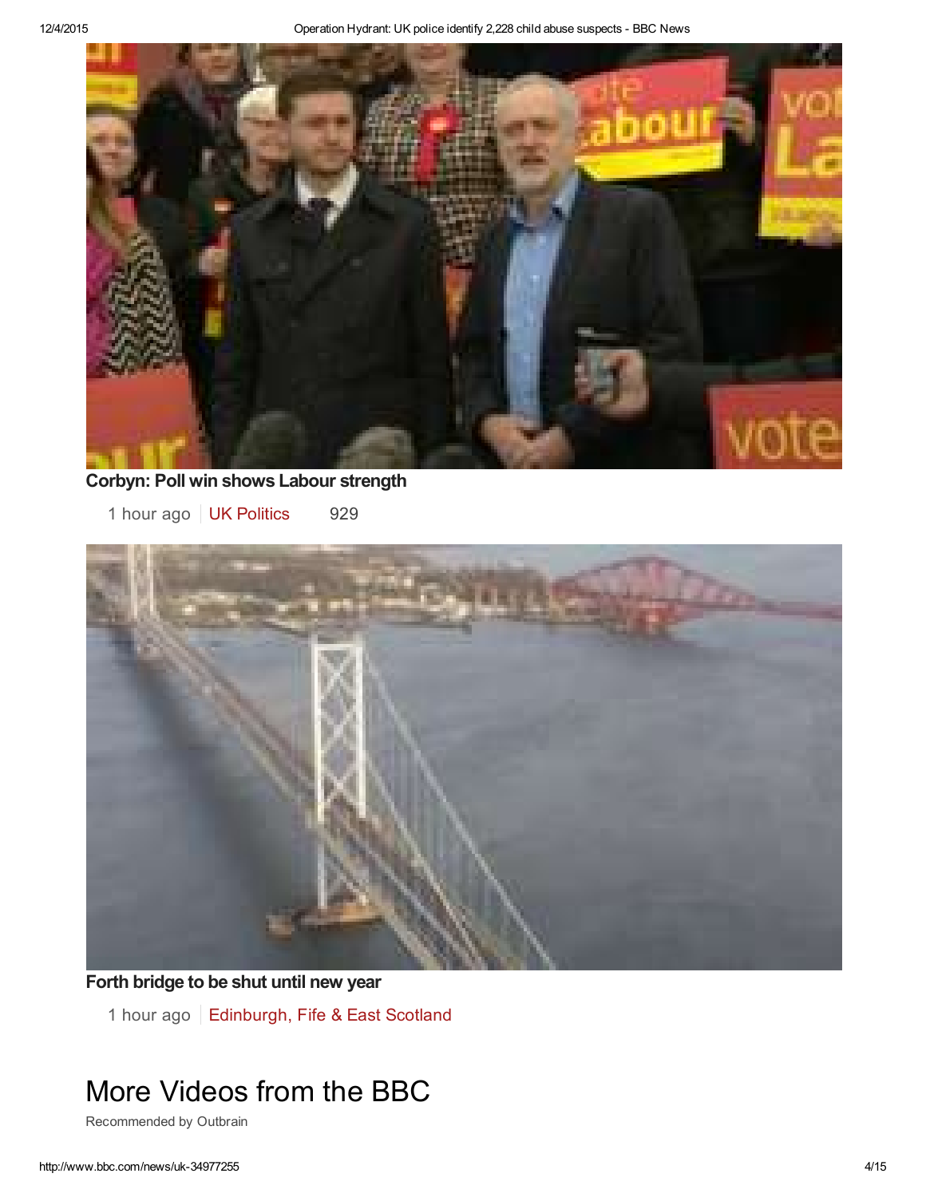**Corbyn: Poll win shows Labour strength**

1 hour ago | UK Politics 929

**Forth bridge to be shut until new year**

1 hour ago | Edinburgh, Fife & East Scotland

# More Videos from the BBC

Recommended by Outbrain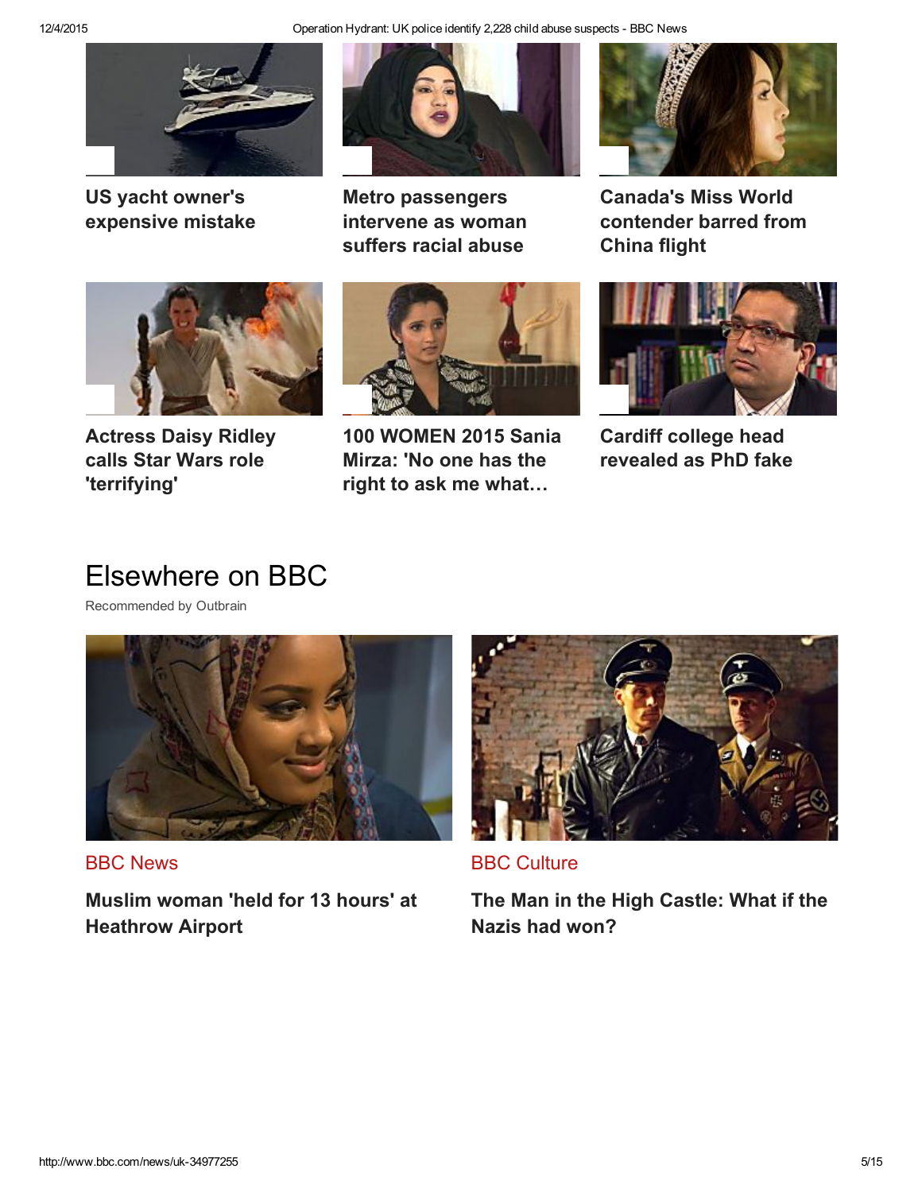**US yacht owner's expensive mistake**

**Metro passengers intervene as woman suffers racial abuse**

**Canada's Miss World contender barred from China flight**

**Actress Daisy Ridley calls Star Wars role 'terrifying'**

**100 WOMEN 2015 Sania Mirza: 'No one has the right to ask me what…**

**Cardiff college head revealed as PhD fake**

# Elsewhere on BBC

Recommended by Outbrain

BBC News

**Muslim woman 'held for 13 hours' at Heathrow Airport**

BBC Culture

**The Man in the High Castle: What if the Nazis had won?**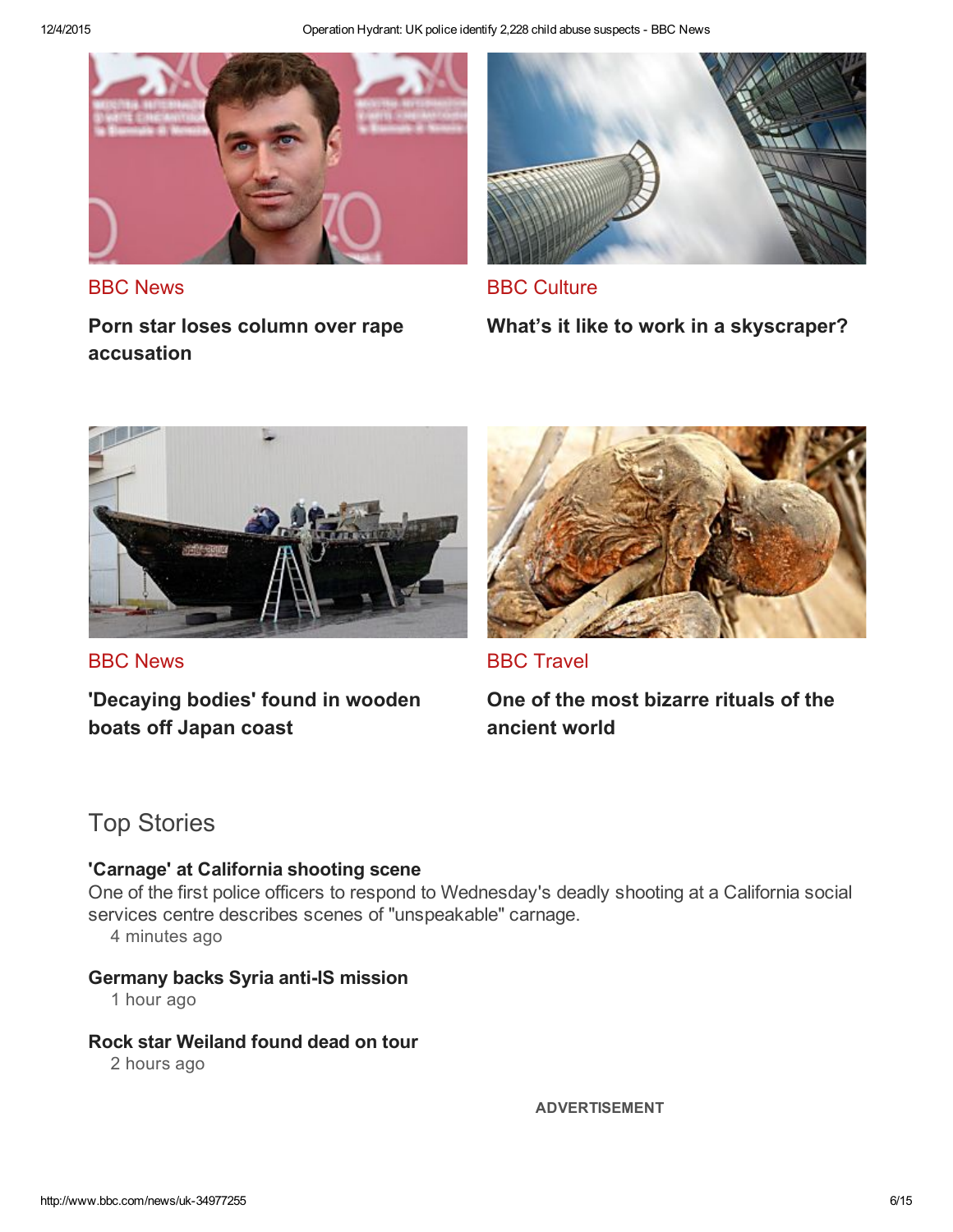BBC News

**Porn star loses column over rape accusation**

BBC Culture

**What's it like to work in a skyscraper?**

BBC News

**'Decaying bodies' found in wooden boats off Japan coast**

BBC Travel

**One of the most bizarre rituals of the ancient world**

## Top Stories

**'Carnage' at California shooting scene**

One of the first police officers to respond to Wednesday's deadly shooting at a California social services centre describes scenes of "unspeakable" carnage.

4 minutes ago

**Germany backs Syria anti-IS mission**

1 hour ago

**Rock star Weiland found dead on tour**

2 hours ago

ADVERTISEMENT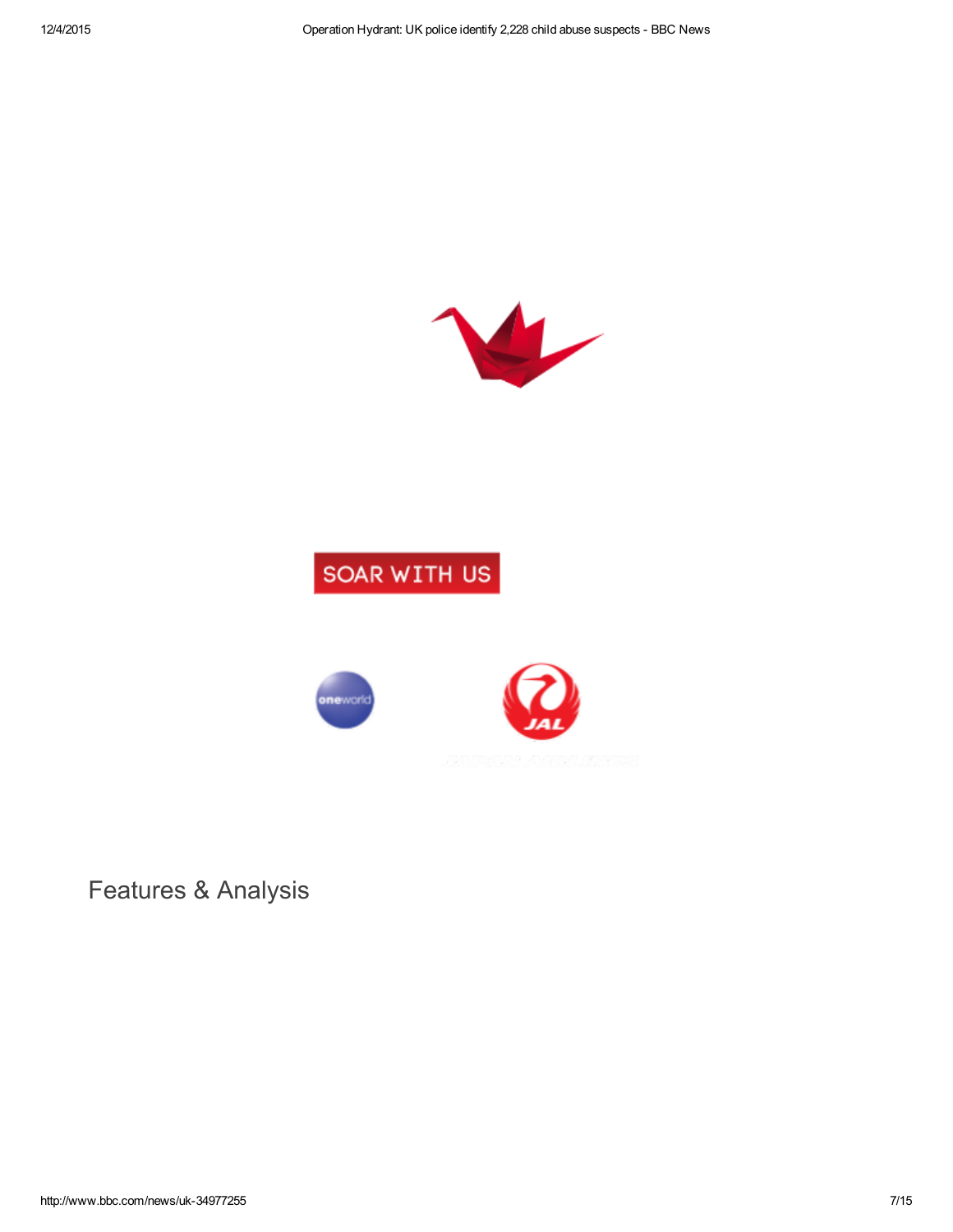SOAR WITH US

oneworld

JAL

## Features & Analysis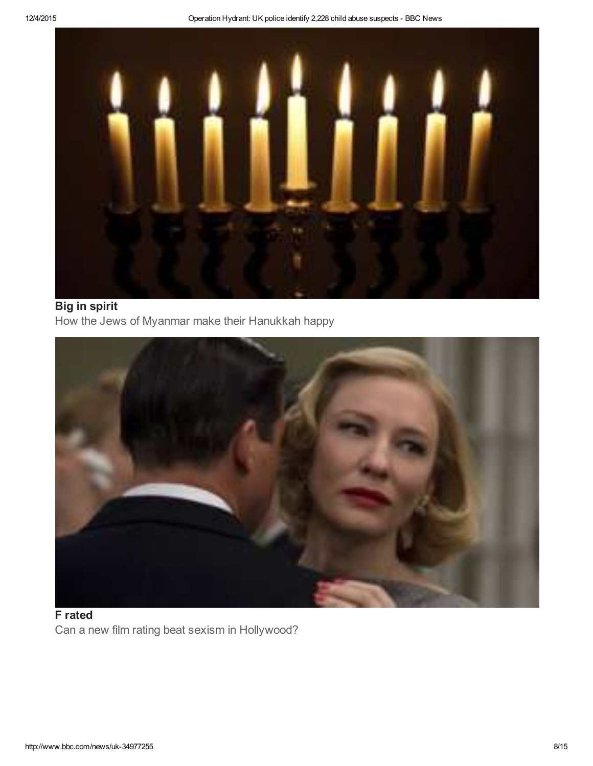**Big in spirit**
How the Jews of Myanmar make their Hanukkah happy

**F rated**
Can a new film rating beat sexism in Hollywood?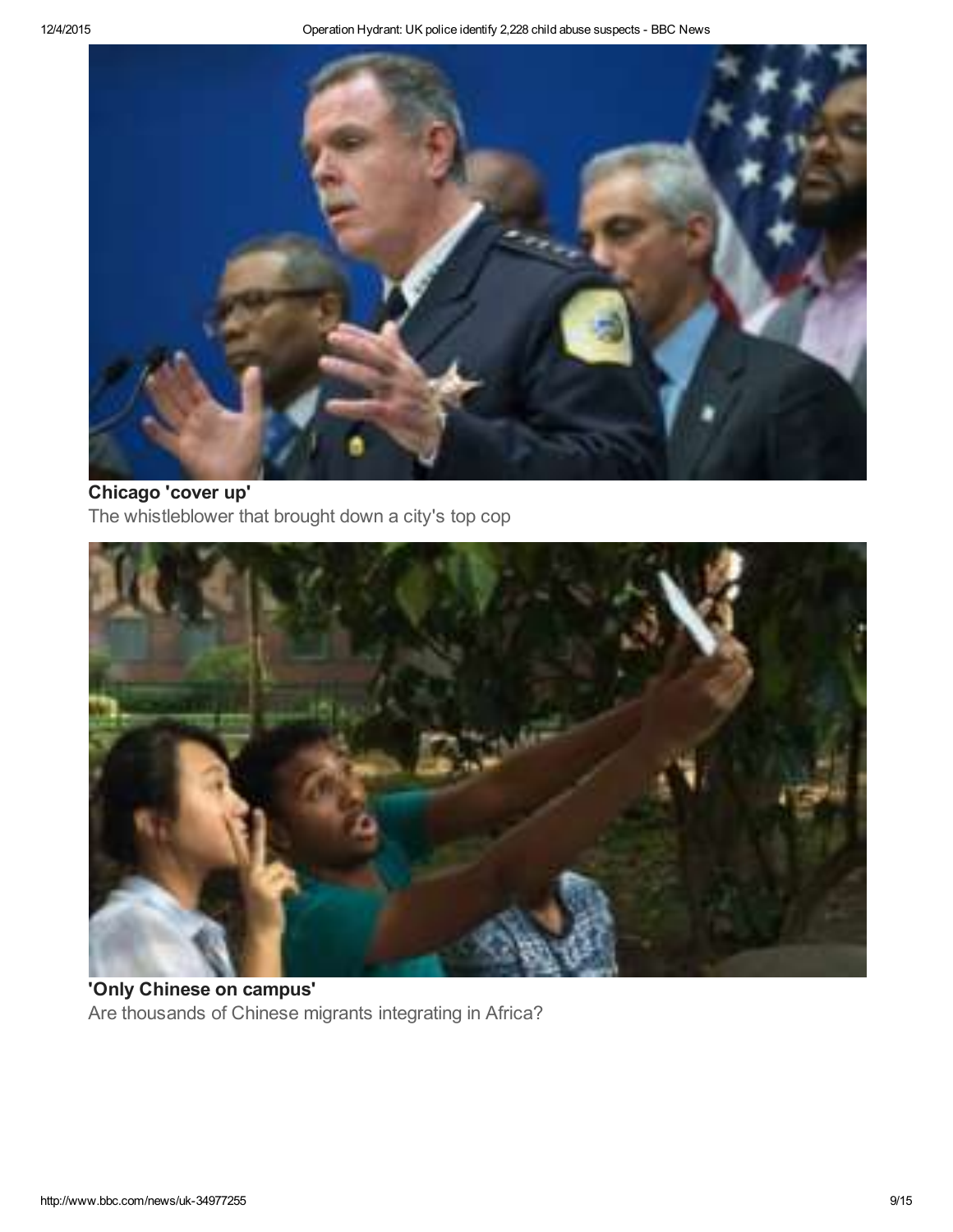**Chicago 'cover up'**

The whistleblower that brought down a city's top cop

**'Only Chinese on campus'**

Are thousands of Chinese migrants integrating in Africa?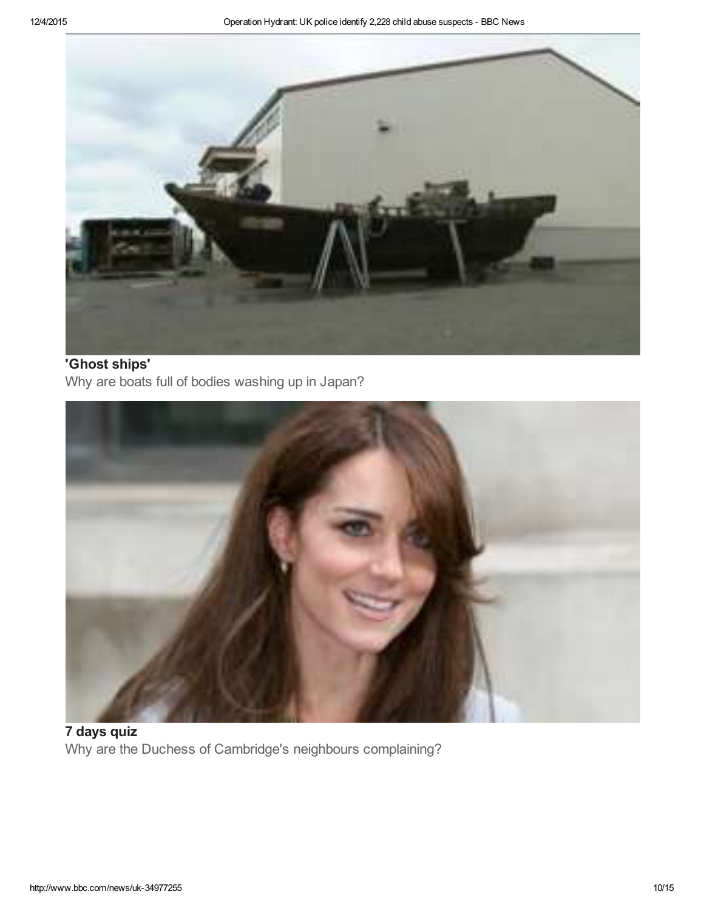**'Ghost ships'**

Why are boats full of bodies washing up in Japan?

**7 days quiz**

Why are the Duchess of Cambridge's neighbours complaining?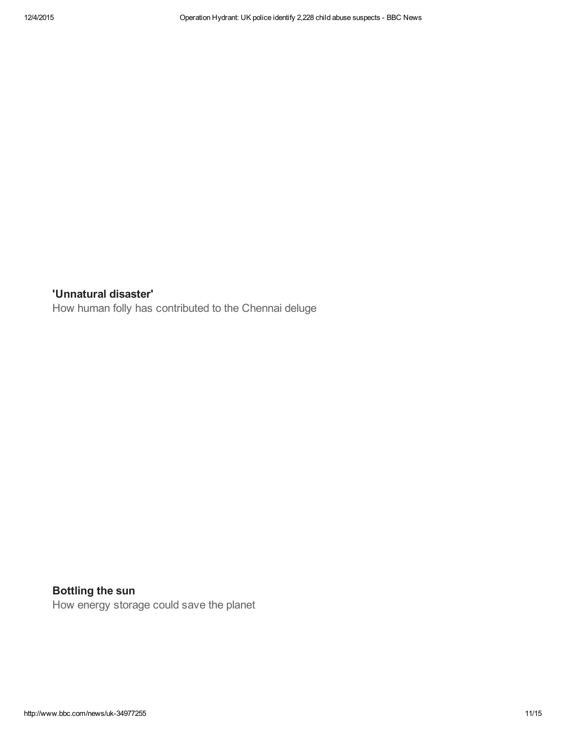**'Unnatural disaster'**

How human folly has contributed to the Chennai deluge

**Bottling the sun**

How energy storage could save the planet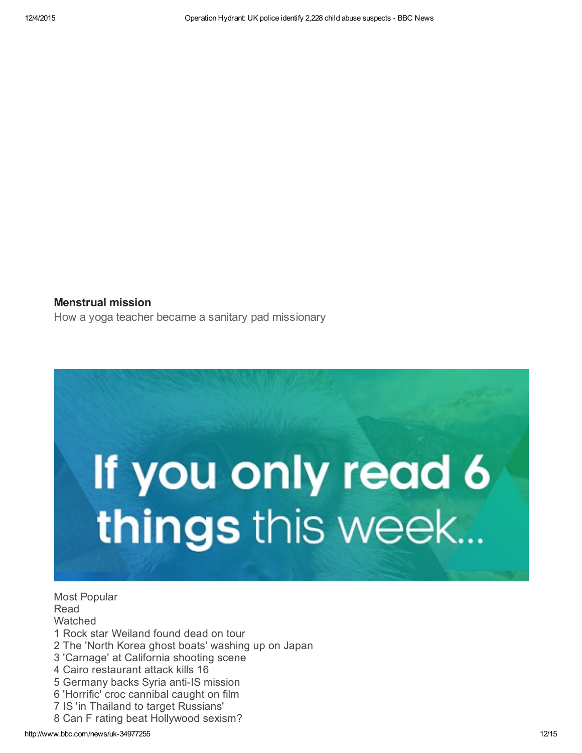**Menstrual mission**

How a yoga teacher became a sanitary pad missionary

If you only read 6 things this week...

Most Popular

Read

Watched

1 Rock star Weiland found dead on tour
2 The 'North Korea ghost boats' washing up on Japan
3 'Carnage' at California shooting scene
4 Cairo restaurant attack kills 16
5 Germany backs Syria anti-IS mission
6 'Horrific' croc cannibal caught on film
7 IS 'in Thailand to target Russians'
8 Can F rating beat Hollywood sexism?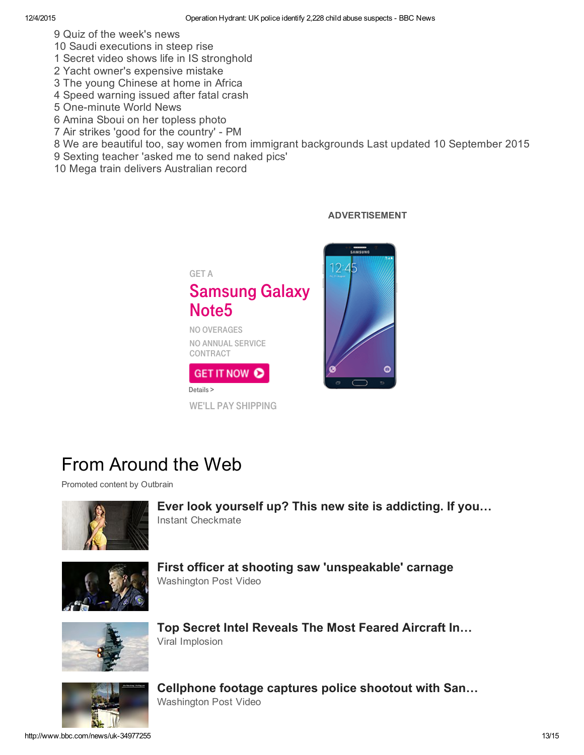9 Quiz of the week's news
10 Saudi executions in steep rise
1 Secret video shows life in IS stronghold
2 Yacht owner's expensive mistake
3 The young Chinese at home in Africa
4 Speed warning issued after fatal crash
5 One-minute World News
6 Amina Sboui on her topless photo
7 Air strikes 'good for the country' - PM
8 We are beautiful too, say women from immigrant backgrounds Last updated 10 September 2015
9 Sexting teacher 'asked me to send naked pics'
10 Mega train delivers Australian record

ADVERTISEMENT

GET A
Samsung Galaxy Note5
NO OVERAGES
NO ANNUAL SERVICE CONTRACT
GET IT NOW
Details >
WE'LL PAY SHIPPING

# From Around the Web

Promoted content by Outbrain

**Ever look yourself up? This new site is addicting. If you…**
Instant Checkmate

**First officer at shooting saw 'unspeakable' carnage**
Washington Post Video

**Top Secret Intel Reveals The Most Feared Aircraft In…**
Viral Implosion

**Cellphone footage captures police shootout with San…**
Washington Post Video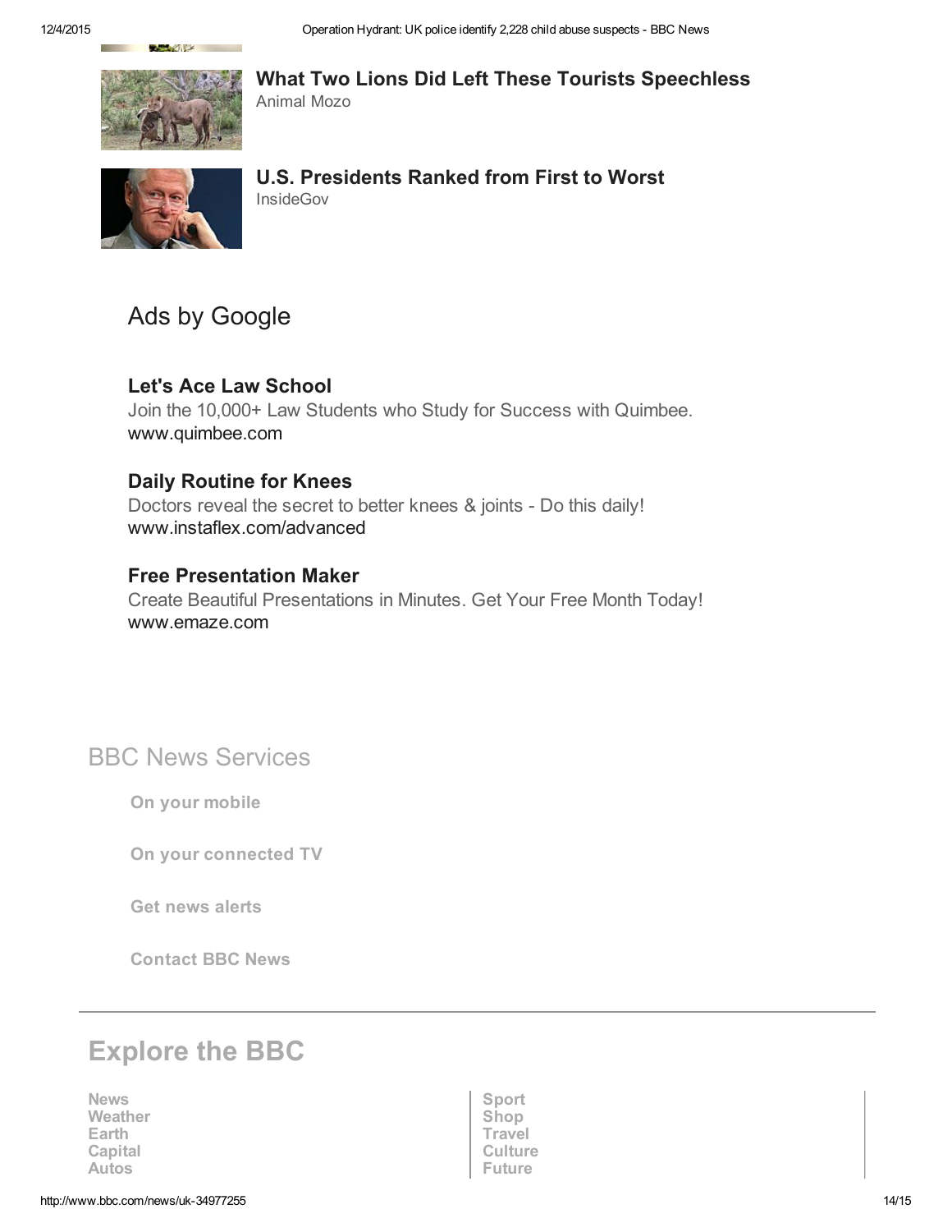**What Two Lions Did Left These Tourists Speechless**
Animal Mozo

**U.S. Presidents Ranked from First to Worst**
InsideGov

## Ads by Google

**Let's Ace Law School**
Join the 10,000+ Law Students who Study for Success with Quimbee.
www.quimbee.com

**Daily Routine for Knees**
Doctors reveal the secret to better knees & joints - Do this daily!
www.instaflex.com/advanced

**Free Presentation Maker**
Create Beautiful Presentations in Minutes. Get Your Free Month Today!
www.emaze.com

## BBC News Services

- On your mobile
- On your connected TV
- Get news alerts
- Contact BBC News

## Explore the BBC

- News
- Weather
- Earth
- Capital
- Autos
- Sport
- Shop
- Travel
- Culture
- Future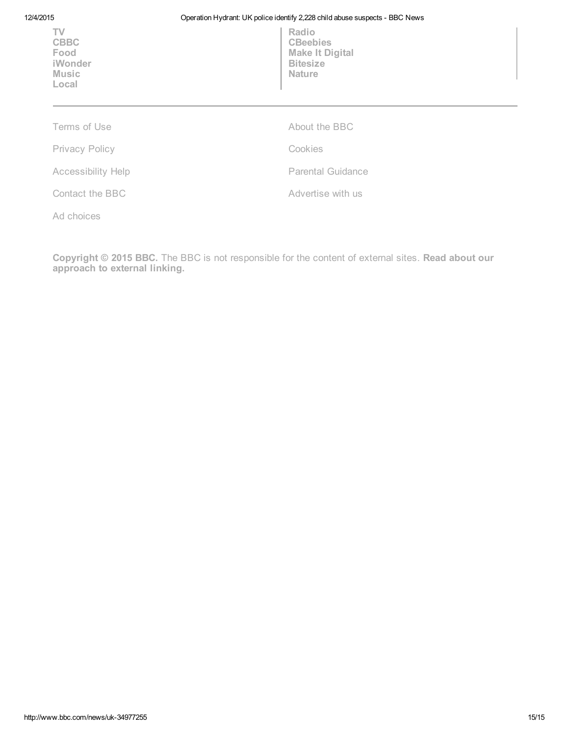**TV**
**CBBC**
**Food**
**iWonder**
**Music**
**Local**

**Radio**
**CBeebies**
**Make It Digital**
**Bitesize**
**Nature**

---

Terms of Use

About the BBC

Privacy Policy

Cookies

Accessibility Help

Parental Guidance

Contact the BBC

Advertise with us

Ad choices

**Copyright © 2015 BBC.** The BBC is not responsible for the content of external sites. **Read about our approach to external linking.**